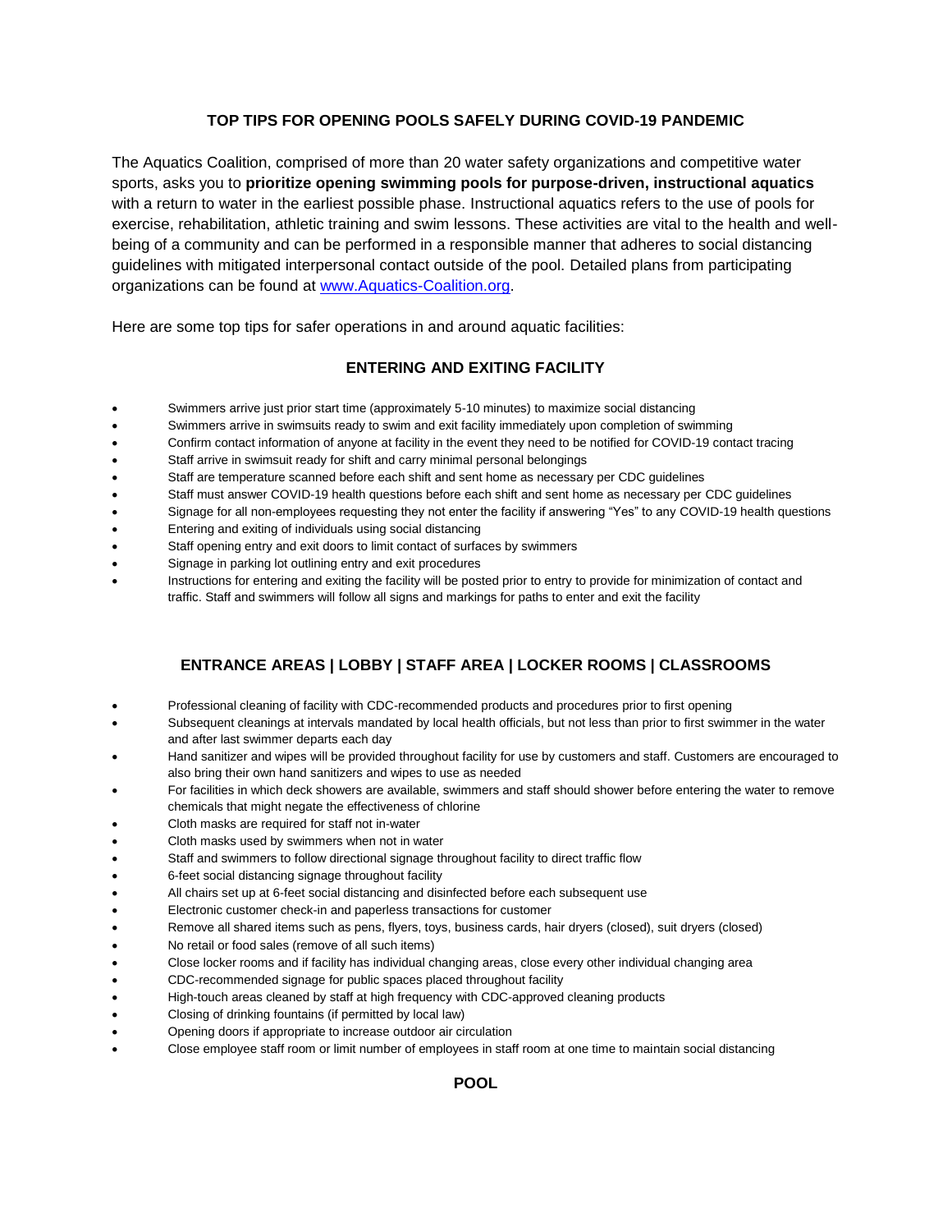# TOP TIPS FOR OPENING POOLS SAFELY DURING COVID-19 PANDEMIC

The Aquatics Coalition, comprised of more than 20 water safety organizations and competitive water sports, asks you to **prioritize opening swimming pools for purpose-driven, instructional aquatics** with a return to water in the earliest possible phase. Instructional aquatics refers to the use of pools for exercise, rehabilitation, athletic training and swim lessons. These activities are vital to the health and well-being of a community and can be performed in a responsible manner that adheres to social distancing guidelines with mitigated interpersonal contact outside of the pool. Detailed plans from participating organizations can be found at [www.Aquatics-Coalition.org](www.Aquatics-Coalition.org).

Here are some top tips for safer operations in and around aquatic facilities:

## ENTERING AND EXITING FACILITY

- Swimmers arrive just prior start time (approximately 5-10 minutes) to maximize social distancing
- Swimmers arrive in swimsuits ready to swim and exit facility immediately upon completion of swimming
- Confirm contact information of anyone at facility in the event they need to be notified for COVID-19 contact tracing
- Staff arrive in swimsuit ready for shift and carry minimal personal belongings
- Staff are temperature scanned before each shift and sent home as necessary per CDC guidelines
- Staff must answer COVID-19 health questions before each shift and sent home as necessary per CDC guidelines
- Signage for all non-employees requesting they not enter the facility if answering "Yes" to any COVID-19 health questions
- Entering and exiting of individuals using social distancing
- Staff opening entry and exit doors to limit contact of surfaces by swimmers
- Signage in parking lot outlining entry and exit procedures
- Instructions for entering and exiting the facility will be posted prior to entry to provide for minimization of contact and traffic. Staff and swimmers will follow all signs and markings for paths to enter and exit the facility

## ENTRANCE AREAS | LOBBY | STAFF AREA | LOCKER ROOMS | CLASSROOMS

- Professional cleaning of facility with CDC-recommended products and procedures prior to first opening
- Subsequent cleanings at intervals mandated by local health officials, but not less than prior to first swimmer in the water and after last swimmer departs each day
- Hand sanitizer and wipes will be provided throughout facility for use by customers and staff. Customers are encouraged to also bring their own hand sanitizers and wipes to use as needed
- For facilities in which deck showers are available, swimmers and staff should shower before entering the water to remove chemicals that might negate the effectiveness of chlorine
- Cloth masks are required for staff not in-water
- Cloth masks used by swimmers when not in water
- Staff and swimmers to follow directional signage throughout facility to direct traffic flow
- 6-feet social distancing signage throughout facility
- All chairs set up at 6-feet social distancing and disinfected before each subsequent use
- Electronic customer check-in and paperless transactions for customer
- Remove all shared items such as pens, flyers, toys, business cards, hair dryers (closed), suit dryers (closed)
- No retail or food sales (remove of all such items)
- Close locker rooms and if facility has individual changing areas, close every other individual changing area
- CDC-recommended signage for public spaces placed throughout facility
- High-touch areas cleaned by staff at high frequency with CDC-approved cleaning products
- Closing of drinking fountains (if permitted by local law)
- Opening doors if appropriate to increase outdoor air circulation
- Close employee staff room or limit number of employees in staff room at one time to maintain social distancing

## POOL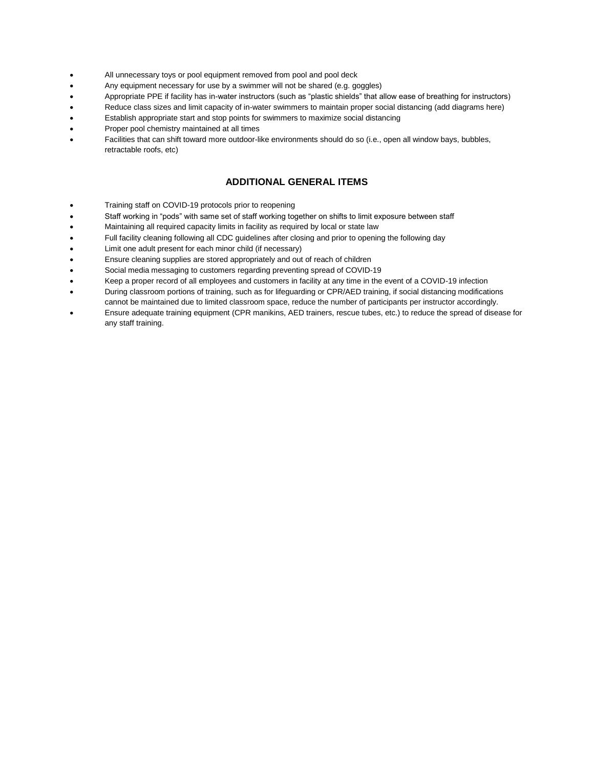- All unnecessary toys or pool equipment removed from pool and pool deck
- Any equipment necessary for use by a swimmer will not be shared (e.g. goggles)
- Appropriate PPE if facility has in-water instructors (such as "plastic shields" that allow ease of breathing for instructors)
- Reduce class sizes and limit capacity of in-water swimmers to maintain proper social distancing (add diagrams here)
- Establish appropriate start and stop points for swimmers to maximize social distancing
- Proper pool chemistry maintained at all times
- Facilities that can shift toward more outdoor-like environments should do so (i.e., open all window bays, bubbles, retractable roofs, etc)

## ADDITIONAL GENERAL ITEMS

- Training staff on COVID-19 protocols prior to reopening
- Staff working in "pods" with same set of staff working together on shifts to limit exposure between staff
- Maintaining all required capacity limits in facility as required by local or state law
- Full facility cleaning following all CDC guidelines after closing and prior to opening the following day
- Limit one adult present for each minor child (if necessary)
- Ensure cleaning supplies are stored appropriately and out of reach of children
- Social media messaging to customers regarding preventing spread of COVID-19
- Keep a proper record of all employees and customers in facility at any time in the event of a COVID-19 infection
- During classroom portions of training, such as for lifeguarding or CPR/AED training, if social distancing modifications cannot be maintained due to limited classroom space, reduce the number of participants per instructor accordingly.
- Ensure adequate training equipment (CPR manikins, AED trainers, rescue tubes, etc.) to reduce the spread of disease for any staff training.